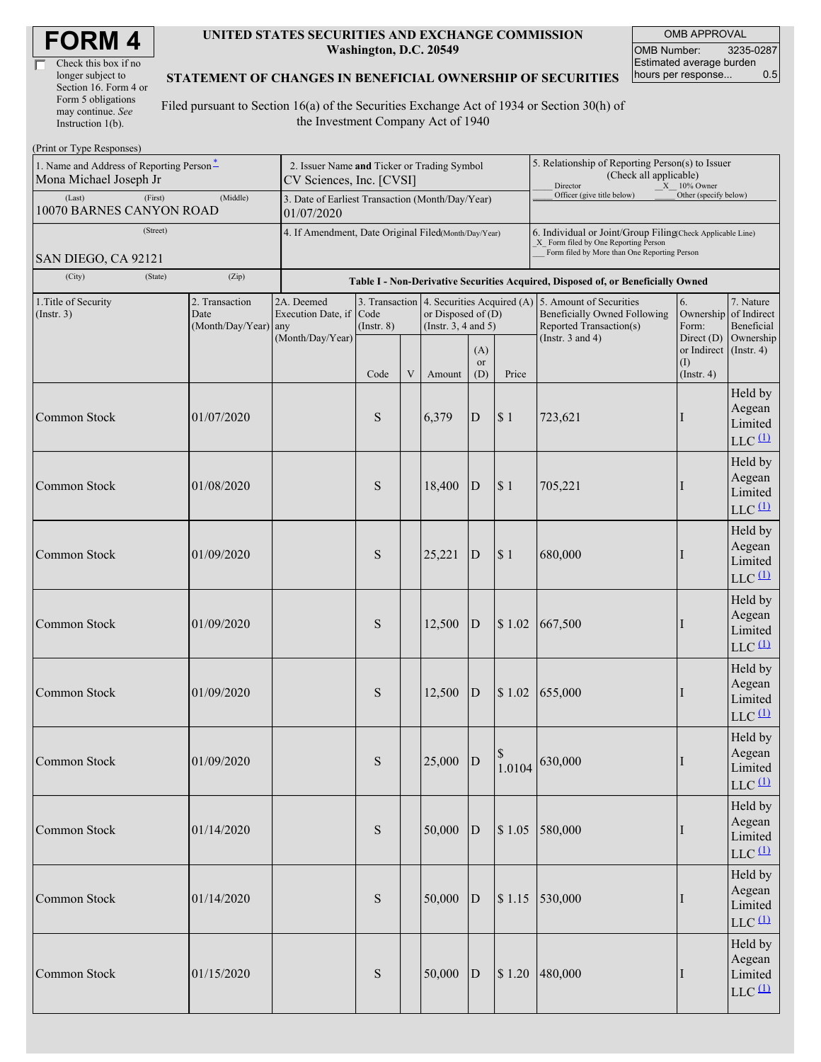# FORM 4

☐ Check this box if no longer subject to Section 16. Form 4 or Form 5 obligations may continue. *See* Instruction 1(b).

**UNITED STATES SECURITIES AND EXCHANGE COMMISSION**
**Washington, D.C. 20549**

**STATEMENT OF CHANGES IN BENEFICIAL OWNERSHIP OF SECURITIES**

Filed pursuant to Section 16(a) of the Securities Exchange Act of 1934 or Section 30(h) of the Investment Company Act of 1940

| OMB APPROVAL | |
|---|---|
| OMB Number: | 3235-0287 |
| Estimated average burden hours per response... | 0.5 |

(Print or Type Responses)

| 1. Name and Address of Reporting Person* | 2. Issuer Name and Ticker or Trading Symbol | 5. Relationship of Reporting Person(s) to Issuer (Check all applicable) |
|---|---|---|
| Mona Michael Joseph Jr | CV Sciences, Inc. [CVSI] | ___ Director _X_ 10% Owner ___ Officer (give title below) ___ Other (specify below) |
| (Last) (First) (Middle) 10070 BARNES CANYON ROAD | 3. Date of Earliest Transaction (Month/Day/Year) 01/07/2020 | |
| (Street) SAN DIEGO, CA 92121 | 4. If Amendment, Date Original Filed (Month/Day/Year) | 6. Individual or Joint/Group Filing (Check Applicable Line) _X_ Form filed by One Reporting Person ___ Form filed by More than One Reporting Person |
| (City) (State) (Zip) | | |

**Table I - Non-Derivative Securities Acquired, Disposed of, or Beneficially Owned**

| 1.Title of Security (Instr. 3) | 2. Transaction Date (Month/Day/Year) | 2A. Deemed Execution Date, if any (Month/Day/Year) | 3. Transaction Code (Instr. 8) | | 4. Securities Acquired (A) or Disposed of (D) (Instr. 3, 4 and 5) | | | 5. Amount of Securities Beneficially Owned Following Reported Transaction(s) (Instr. 3 and 4) | 6. Ownership Form: Direct (D) or Indirect (I) (Instr. 4) | 7. Nature of Indirect Beneficial Ownership (Instr. 4) |
|---|---|---|---|---|---|---|---|---|---|---|
| | | | Code | V | Amount | (A) or (D) | Price | | | |
| Common Stock | 01/07/2020 | | S | | 6,379 | D | $ 1 | 723,621 | I | Held by Aegean Limited LLC (1) |
| Common Stock | 01/08/2020 | | S | | 18,400 | D | $ 1 | 705,221 | I | Held by Aegean Limited LLC (1) |
| Common Stock | 01/09/2020 | | S | | 25,221 | D | $ 1 | 680,000 | I | Held by Aegean Limited LLC (1) |
| Common Stock | 01/09/2020 | | S | | 12,500 | D | $ 1.02 | 667,500 | I | Held by Aegean Limited LLC (1) |
| Common Stock | 01/09/2020 | | S | | 12,500 | D | $ 1.02 | 655,000 | I | Held by Aegean Limited LLC (1) |
| Common Stock | 01/09/2020 | | S | | 25,000 | D | $ 1.0104 | 630,000 | I | Held by Aegean Limited LLC (1) |
| Common Stock | 01/14/2020 | | S | | 50,000 | D | $ 1.05 | 580,000 | I | Held by Aegean Limited LLC (1) |
| Common Stock | 01/14/2020 | | S | | 50,000 | D | $ 1.15 | 530,000 | I | Held by Aegean Limited LLC (1) |
| Common Stock | 01/15/2020 | | S | | 50,000 | D | $ 1.20 | 480,000 | I | Held by Aegean Limited LLC (1) |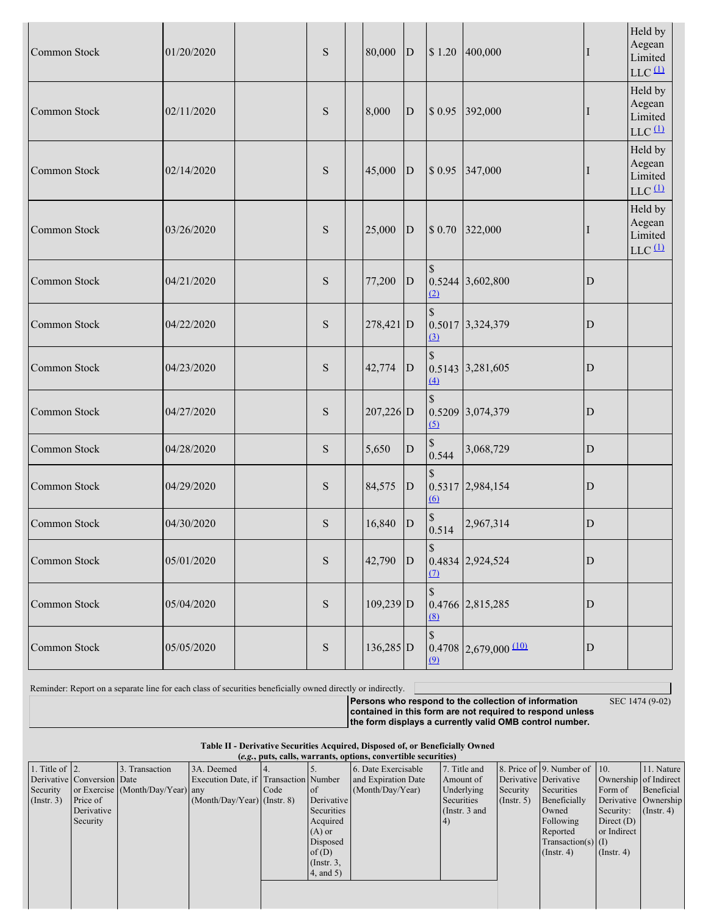| Common Stock | 01/20/2020 | | S | | 80,000 | D | $ 1.20 | 400,000 | I | Held by Aegean Limited LLC [(1)](#) |
|---|---|---|---|---|---|---|---|---|---|---|
| Common Stock | 02/11/2020 | | S | | 8,000 | D | $ 0.95 | 392,000 | I | Held by Aegean Limited LLC [(1)](#) |
| Common Stock | 02/14/2020 | | S | | 45,000 | D | $ 0.95 | 347,000 | I | Held by Aegean Limited LLC [(1)](#) |
| Common Stock | 03/26/2020 | | S | | 25,000 | D | $ 0.70 | 322,000 | I | Held by Aegean Limited LLC [(1)](#) |
| Common Stock | 04/21/2020 | | S | | 77,200 | D | $ 0.5244 [(2)](#) | 3,602,800 | D | |
| Common Stock | 04/22/2020 | | S | | 278,421 | D | $ 0.5017 [(3)](#) | 3,324,379 | D | |
| Common Stock | 04/23/2020 | | S | | 42,774 | D | $ 0.5143 [(4)](#) | 3,281,605 | D | |
| Common Stock | 04/27/2020 | | S | | 207,226 | D | $ 0.5209 [(5)](#) | 3,074,379 | D | |
| Common Stock | 04/28/2020 | | S | | 5,650 | D | $ 0.544 | 3,068,729 | D | |
| Common Stock | 04/29/2020 | | S | | 84,575 | D | $ 0.5317 [(6)](#) | 2,984,154 | D | |
| Common Stock | 04/30/2020 | | S | | 16,840 | D | $ 0.514 | 2,967,314 | D | |
| Common Stock | 05/01/2020 | | S | | 42,790 | D | $ 0.4834 [(7)](#) | 2,924,524 | D | |
| Common Stock | 05/04/2020 | | S | | 109,239 | D | $ 0.4766 [(8)](#) | 2,815,285 | D | |
| Common Stock | 05/05/2020 | | S | | 136,285 | D | $ 0.4708 [(9)](#) | 2,679,000 [(10)](#) | D | |

Reminder: Report on a separate line for each class of securities beneficially owned directly or indirectly.

**Persons who respond to the collection of information contained in this form are not required to respond unless the form displays a currently valid OMB control number.** SEC 1474 (9-02)

**Table II - Derivative Securities Acquired, Disposed of, or Beneficially Owned**
**(*e.g.*, puts, calls, warrants, options, convertible securities)**

| 1. Title of Derivative Security (Instr. 3) | 2. Conversion or Exercise Price of Derivative Security | 3. Transaction Date (Month/Day/Year) | 3A. Deemed Execution Date, if any (Month/Day/Year) | 4. Transaction Code (Instr. 8) | 5. Number of Derivative Securities Acquired (A) or Disposed of (D) (Instr. 3, 4, and 5) | 6. Date Exercisable and Expiration Date (Month/Day/Year) | 7. Title and Amount of Underlying Securities (Instr. 3 and 4) | 8. Price of Derivative Security (Instr. 5) | 9. Number of Derivative Securities Beneficially Owned Following Reported Transaction(s) (Instr. 4) | 10. Ownership Form of Derivative Security: Direct (D) or Indirect (I) (Instr. 4) | 11. Nature of Indirect Beneficial Ownership (Instr. 4) |
|---|---|---|---|---|---|---|---|---|---|---|---|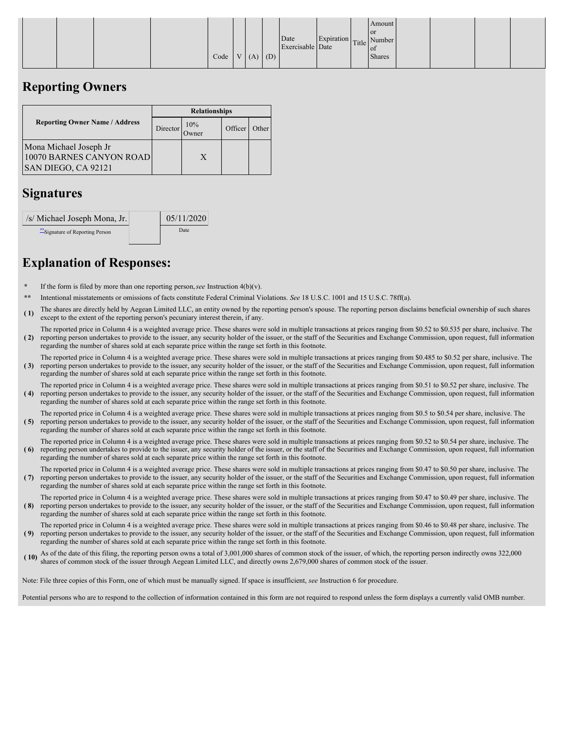| | | | | Code | V | (A) | (D) | Date Exercisable | Expiration Date | Title | Amount or Number of Shares | | | | |
|---|---|---|---|---|---|---|---|---|---|---|---|---|---|---|---|

## Reporting Owners

| Reporting Owner Name / Address | Relationships | | | |
|---|---|---|---|---|
| | Director | 10% Owner | Officer | Other |
| Mona Michael Joseph Jr<br>10070 BARNES CANYON ROAD<br>SAN DIEGO, CA 92121 | | X | | |

## Signatures

| /s/ Michael Joseph Mona, Jr. | | 05/11/2020 |
|---|---|---|
| **Signature of Reporting Person | | Date |

## Explanation of Responses:

- \* If the form is filed by more than one reporting person, *see* Instruction 4(b)(v).
- \*\* Intentional misstatements or omissions of facts constitute Federal Criminal Violations. *See* 18 U.S.C. 1001 and 15 U.S.C. 78ff(a).
- **( 1)** The shares are directly held by Aegean Limited LLC, an entity owned by the reporting person's spouse. The reporting person disclaims beneficial ownership of such shares except to the extent of the reporting person's pecuniary interest therein, if any.
- **( 2)** The reported price in Column 4 is a weighted average price. These shares were sold in multiple transactions at prices ranging from $0.52 to $0.535 per share, inclusive. The reporting person undertakes to provide to the issuer, any security holder of the issuer, or the staff of the Securities and Exchange Commission, upon request, full information regarding the number of shares sold at each separate price within the range set forth in this footnote.
- **( 3)** The reported price in Column 4 is a weighted average price. These shares were sold in multiple transactions at prices ranging from $0.485 to $0.52 per share, inclusive. The reporting person undertakes to provide to the issuer, any security holder of the issuer, or the staff of the Securities and Exchange Commission, upon request, full information regarding the number of shares sold at each separate price within the range set forth in this footnote.
- **( 4)** The reported price in Column 4 is a weighted average price. These shares were sold in multiple transactions at prices ranging from $0.51 to $0.52 per share, inclusive. The reporting person undertakes to provide to the issuer, any security holder of the issuer, or the staff of the Securities and Exchange Commission, upon request, full information regarding the number of shares sold at each separate price within the range set forth in this footnote.
- **( 5)** The reported price in Column 4 is a weighted average price. These shares were sold in multiple transactions at prices ranging from $0.5 to $0.54 per share, inclusive. The reporting person undertakes to provide to the issuer, any security holder of the issuer, or the staff of the Securities and Exchange Commission, upon request, full information regarding the number of shares sold at each separate price within the range set forth in this footnote.
- **( 6)** The reported price in Column 4 is a weighted average price. These shares were sold in multiple transactions at prices ranging from $0.52 to $0.54 per share, inclusive. The reporting person undertakes to provide to the issuer, any security holder of the issuer, or the staff of the Securities and Exchange Commission, upon request, full information regarding the number of shares sold at each separate price within the range set forth in this footnote.
- **( 7)** The reported price in Column 4 is a weighted average price. These shares were sold in multiple transactions at prices ranging from $0.47 to $0.50 per share, inclusive. The reporting person undertakes to provide to the issuer, any security holder of the issuer, or the staff of the Securities and Exchange Commission, upon request, full information regarding the number of shares sold at each separate price within the range set forth in this footnote.
- **( 8)** The reported price in Column 4 is a weighted average price. These shares were sold in multiple transactions at prices ranging from $0.47 to $0.49 per share, inclusive. The reporting person undertakes to provide to the issuer, any security holder of the issuer, or the staff of the Securities and Exchange Commission, upon request, full information regarding the number of shares sold at each separate price within the range set forth in this footnote.
- **( 9)** The reported price in Column 4 is a weighted average price. These shares were sold in multiple transactions at prices ranging from $0.46 to $0.48 per share, inclusive. The reporting person undertakes to provide to the issuer, any security holder of the issuer, or the staff of the Securities and Exchange Commission, upon request, full information regarding the number of shares sold at each separate price within the range set forth in this footnote.
- **( 10)** As of the date of this filing, the reporting person owns a total of 3,001,000 shares of common stock of the issuer, of which, the reporting person indirectly owns 322,000 shares of common stock of the issuer through Aegean Limited LLC, and directly owns 2,679,000 shares of common stock of the issuer.

Note: File three copies of this Form, one of which must be manually signed. If space is insufficient, *see* Instruction 6 for procedure.

Potential persons who are to respond to the collection of information contained in this form are not required to respond unless the form displays a currently valid OMB number.